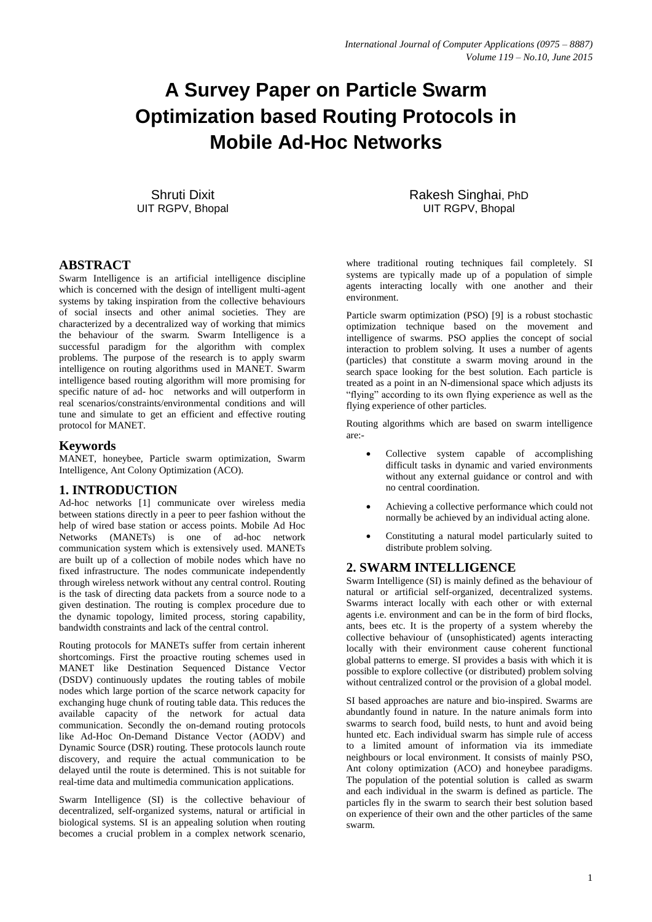# A Survey Paper on Particle Swarm Optimization based Routing Protocols in Mobile Ad-Hoc Networks

Shruti Dixit
UIT RGPV, Bhopal

Rakesh Singhai, PhD
UIT RGPV, Bhopal

## ABSTRACT

Swarm Intelligence is an artificial intelligence discipline which is concerned with the design of intelligent multi-agent systems by taking inspiration from the collective behaviours of social insects and other animal societies. They are characterized by a decentralized way of working that mimics the behaviour of the swarm. Swarm Intelligence is a successful paradigm for the algorithm with complex problems. The purpose of the research is to apply swarm intelligence on routing algorithms used in MANET. Swarm intelligence based routing algorithm will more promising for specific nature of ad- hoc networks and will outperform in real scenarios/constraints/environmental conditions and will tune and simulate to get an efficient and effective routing protocol for MANET.

## Keywords

MANET, honeybee, Particle swarm optimization, Swarm Intelligence, Ant Colony Optimization (ACO).

## 1. INTRODUCTION

Ad-hoc networks [1] communicate over wireless media between stations directly in a peer to peer fashion without the help of wired base station or access points. Mobile Ad Hoc Networks (MANETs) is one of ad-hoc network communication system which is extensively used. MANETs are built up of a collection of mobile nodes which have no fixed infrastructure. The nodes communicate independently through wireless network without any central control. Routing is the task of directing data packets from a source node to a given destination. The routing is complex procedure due to the dynamic topology, limited process, storing capability, bandwidth constraints and lack of the central control.

Routing protocols for MANETs suffer from certain inherent shortcomings. First the proactive routing schemes used in MANET like Destination Sequenced Distance Vector (DSDV) continuously updates the routing tables of mobile nodes which large portion of the scarce network capacity for exchanging huge chunk of routing table data. This reduces the available capacity of the network for actual data communication. Secondly the on-demand routing protocols like Ad-Hoc On-Demand Distance Vector (AODV) and Dynamic Source (DSR) routing. These protocols launch route discovery, and require the actual communication to be delayed until the route is determined. This is not suitable for real-time data and multimedia communication applications.

Swarm Intelligence (SI) is the collective behaviour of decentralized, self-organized systems, natural or artificial in biological systems. SI is an appealing solution when routing becomes a crucial problem in a complex network scenario, where traditional routing techniques fail completely. SI systems are typically made up of a population of simple agents interacting locally with one another and their environment.

Particle swarm optimization (PSO) [9] is a robust stochastic optimization technique based on the movement and intelligence of swarms. PSO applies the concept of social interaction to problem solving. It uses a number of agents (particles) that constitute a swarm moving around in the search space looking for the best solution. Each particle is treated as a point in an N-dimensional space which adjusts its "flying" according to its own flying experience as well as the flying experience of other particles.

Routing algorithms which are based on swarm intelligence are:-

- Collective system capable of accomplishing difficult tasks in dynamic and varied environments without any external guidance or control and with no central coordination.
- Achieving a collective performance which could not normally be achieved by an individual acting alone.
- Constituting a natural model particularly suited to distribute problem solving.

## 2. SWARM INTELLIGENCE

Swarm Intelligence (SI) is mainly defined as the behaviour of natural or artificial self-organized, decentralized systems. Swarms interact locally with each other or with external agents i.e. environment and can be in the form of bird flocks, ants, bees etc. It is the property of a system whereby the collective behaviour of (unsophisticated) agents interacting locally with their environment cause coherent functional global patterns to emerge. SI provides a basis with which it is possible to explore collective (or distributed) problem solving without centralized control or the provision of a global model.

SI based approaches are nature and bio-inspired. Swarms are abundantly found in nature. In the nature animals form into swarms to search food, build nests, to hunt and avoid being hunted etc. Each individual swarm has simple rule of access to a limited amount of information via its immediate neighbours or local environment. It consists of mainly PSO, Ant colony optimization (ACO) and honeybee paradigms. The population of the potential solution is called as swarm and each individual in the swarm is defined as particle. The particles fly in the swarm to search their best solution based on experience of their own and the other particles of the same swarm.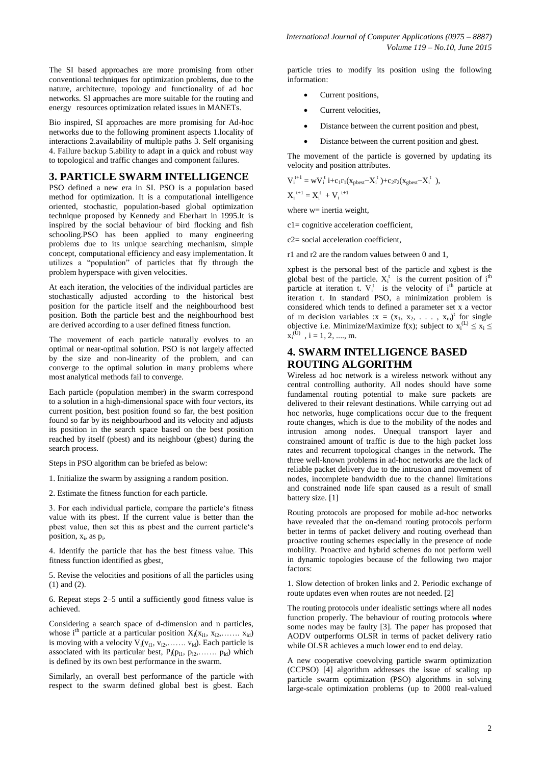The SI based approaches are more promising from other conventional techniques for optimization problems, due to the nature, architecture, topology and functionality of ad hoc networks. SI approaches are more suitable for the routing and energy resources optimization related issues in MANETs.

Bio inspired, SI approaches are more promising for Ad-hoc networks due to the following prominent aspects 1.locality of interactions 2.availability of multiple paths 3. Self organising 4. Failure backup 5.ability to adapt in a quick and robust way to topological and traffic changes and component failures.

## 3. PARTICLE SWARM INTELLIGENCE

PSO defined a new era in SI. PSO is a population based method for optimization. It is a computational intelligence oriented, stochastic, population-based global optimization technique proposed by Kennedy and Eberhart in 1995.It is inspired by the social behaviour of bird flocking and fish schooling.PSO has been applied to many engineering problems due to its unique searching mechanism, simple concept, computational efficiency and easy implementation. It utilizes a "population" of particles that fly through the problem hyperspace with given velocities.

At each iteration, the velocities of the individual particles are stochastically adjusted according to the historical best position for the particle itself and the neighbourhood best position. Both the particle best and the neighbourhood best are derived according to a user defined fitness function.

The movement of each particle naturally evolves to an optimal or near-optimal solution. PSO is not largely affected by the size and non-linearity of the problem, and can converge to the optimal solution in many problems where most analytical methods fail to converge.

Each particle (population member) in the swarm correspond to a solution in a high-dimensional space with four vectors, its current position, best position found so far, the best position found so far by its neighbourhood and its velocity and adjusts its position in the search space based on the best position reached by itself (pbest) and its neighbour (gbest) during the search process.

Steps in PSO algorithm can be briefed as below:

1. Initialize the swarm by assigning a random position.

2. Estimate the fitness function for each particle.

3. For each individual particle, compare the particle's fitness value with its pbest. If the current value is better than the pbest value, then set this as pbest and the current particle's position, $x_i$, as $p_i$.

4. Identify the particle that has the best fitness value. This fitness function identified as gbest,

5. Revise the velocities and positions of all the particles using (1) and (2).

6. Repeat steps 2–5 until a sufficiently good fitness value is achieved.

Considering a search space of d-dimension and n particles, whose $i^{th}$ particle at a particular position $X_i(x_{i1}, x_{i2},\ldots\ldots. x_{id})$ is moving with a velocity $V_i(v_{i1}, v_{i2},\ldots\ldots. v_{id})$. Each particle is associated with its particular best, $P_i(p_{i1}, p_{i2},\ldots\ldots. p_{id})$ which is defined by its own best performance in the swarm.

Similarly, an overall best performance of the particle with respect to the swarm defined global best is gbest. Each particle tries to modify its position using the following information:

- Current positions,
- Current velocities,
- Distance between the current position and pbest,
- Distance between the current position and gbest.

The movement of the particle is governed by updating its velocity and position attributes.

$$V_i^{t+1} = wV_i^t\, i + c_1r_1(x_{pbest} - X_i^t) + c_2r_2(x_{gbest} - X_i^t),$$

$$X_i^{t+1} = X_i^t + V_i^{t+1}$$

where w= inertia weight,

c1= cognitive acceleration coefficient,

c2= social acceleration coefficient,

r1 and r2 are the random values between 0 and 1,

xpbest is the personal best of the particle and xgbest is the global best of the particle. $X_i^t$ is the current position of $i^{th}$ particle at iteration t. $V_i^t$ is the velocity of $i^{th}$ particle at iteration t. In standard PSO, a minimization problem is considered which tends to defined a parameter set x a vector of m decision variables :$x = (x_1, x_2, \ldots, x_m)^t$ for single objective i.e. Minimize/Maximize f(x); subject to $x_i^{(L)} \leq x_i \leq x_i^{(U)}$, i = 1, 2, ...., m.

## 4. SWARM INTELLIGENCE BASED ROUTING ALGORITHM

Wireless ad hoc network is a wireless network without any central controlling authority. All nodes should have some fundamental routing potential to make sure packets are delivered to their relevant destinations. While carrying out ad hoc networks, huge complications occur due to the frequent route changes, which is due to the mobility of the nodes and intrusion among nodes. Unequal transport layer and constrained amount of traffic is due to the high packet loss rates and recurrent topological changes in the network. The three well-known problems in ad-hoc networks are the lack of reliable packet delivery due to the intrusion and movement of nodes, incomplete bandwidth due to the channel limitations and constrained node life span caused as a result of small battery size. [1]

Routing protocols are proposed for mobile ad-hoc networks have revealed that the on-demand routing protocols perform better in terms of packet delivery and routing overhead than proactive routing schemes especially in the presence of node mobility. Proactive and hybrid schemes do not perform well in dynamic topologies because of the following two major factors:

1. Slow detection of broken links and 2. Periodic exchange of route updates even when routes are not needed. [2]

The routing protocols under idealistic settings where all nodes function properly. The behaviour of routing protocols where some nodes may be faulty [3]. The paper has proposed that AODV outperforms OLSR in terms of packet delivery ratio while OLSR achieves a much lower end to end delay.

A new cooperative coevolving particle swarm optimization (CCPSO) [4] algorithm addresses the issue of scaling up particle swarm optimization (PSO) algorithms in solving large-scale optimization problems (up to 2000 real-valued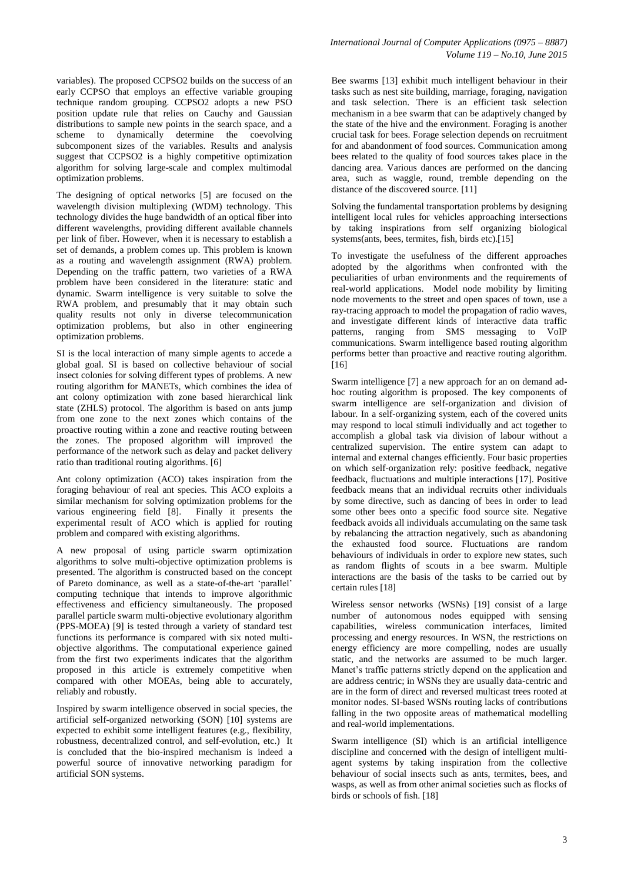variables). The proposed CCPSO2 builds on the success of an early CCPSO that employs an effective variable grouping technique random grouping. CCPSO2 adopts a new PSO position update rule that relies on Cauchy and Gaussian distributions to sample new points in the search space, and a scheme to dynamically determine the coevolving subcomponent sizes of the variables. Results and analysis suggest that CCPSO2 is a highly competitive optimization algorithm for solving large-scale and complex multimodal optimization problems.

The designing of optical networks [5] are focused on the wavelength division multiplexing (WDM) technology. This technology divides the huge bandwidth of an optical fiber into different wavelengths, providing different available channels per link of fiber. However, when it is necessary to establish a set of demands, a problem comes up. This problem is known as a routing and wavelength assignment (RWA) problem. Depending on the traffic pattern, two varieties of a RWA problem have been considered in the literature: static and dynamic. Swarm intelligence is very suitable to solve the RWA problem, and presumably that it may obtain such quality results not only in diverse telecommunication optimization problems, but also in other engineering optimization problems.

SI is the local interaction of many simple agents to accede a global goal. SI is based on collective behaviour of social insect colonies for solving different types of problems. A new routing algorithm for MANETs, which combines the idea of ant colony optimization with zone based hierarchical link state (ZHLS) protocol. The algorithm is based on ants jump from one zone to the next zones which contains of the proactive routing within a zone and reactive routing between the zones. The proposed algorithm will improved the performance of the network such as delay and packet delivery ratio than traditional routing algorithms. [6]

Ant colony optimization (ACO) takes inspiration from the foraging behaviour of real ant species. This ACO exploits a similar mechanism for solving optimization problems for the various engineering field [8]. Finally it presents the experimental result of ACO which is applied for routing problem and compared with existing algorithms.

A new proposal of using particle swarm optimization algorithms to solve multi-objective optimization problems is presented. The algorithm is constructed based on the concept of Pareto dominance, as well as a state-of-the-art 'parallel' computing technique that intends to improve algorithmic effectiveness and efficiency simultaneously. The proposed parallel particle swarm multi-objective evolutionary algorithm (PPS-MOEA) [9] is tested through a variety of standard test functions its performance is compared with six noted multi-objective algorithms. The computational experience gained from the first two experiments indicates that the algorithm proposed in this article is extremely competitive when compared with other MOEAs, being able to accurately, reliably and robustly.

Inspired by swarm intelligence observed in social species, the artificial self-organized networking (SON) [10] systems are expected to exhibit some intelligent features (e.g., flexibility, robustness, decentralized control, and self-evolution, etc.) It is concluded that the bio-inspired mechanism is indeed a powerful source of innovative networking paradigm for artificial SON systems.

Bee swarms [13] exhibit much intelligent behaviour in their tasks such as nest site building, marriage, foraging, navigation and task selection. There is an efficient task selection mechanism in a bee swarm that can be adaptively changed by the state of the hive and the environment. Foraging is another crucial task for bees. Forage selection depends on recruitment for and abandonment of food sources. Communication among bees related to the quality of food sources takes place in the dancing area. Various dances are performed on the dancing area, such as waggle, round, tremble depending on the distance of the discovered source. [11]

Solving the fundamental transportation problems by designing intelligent local rules for vehicles approaching intersections by taking inspirations from self organizing biological systems(ants, bees, termites, fish, birds etc).[15]

To investigate the usefulness of the different approaches adopted by the algorithms when confronted with the peculiarities of urban environments and the requirements of real-world applications. Model node mobility by limiting node movements to the street and open spaces of town, use a ray-tracing approach to model the propagation of radio waves, and investigate different kinds of interactive data traffic patterns, ranging from SMS messaging to VoIP communications. Swarm intelligence based routing algorithm performs better than proactive and reactive routing algorithm. [16]

Swarm intelligence [7] a new approach for an on demand ad-hoc routing algorithm is proposed. The key components of swarm intelligence are self-organization and division of labour. In a self-organizing system, each of the covered units may respond to local stimuli individually and act together to accomplish a global task via division of labour without a centralized supervision. The entire system can adapt to internal and external changes efficiently. Four basic properties on which self-organization rely: positive feedback, negative feedback, fluctuations and multiple interactions [17]. Positive feedback means that an individual recruits other individuals by some directive, such as dancing of bees in order to lead some other bees onto a specific food source site. Negative feedback avoids all individuals accumulating on the same task by rebalancing the attraction negatively, such as abandoning the exhausted food source. Fluctuations are random behaviours of individuals in order to explore new states, such as random flights of scouts in a bee swarm. Multiple interactions are the basis of the tasks to be carried out by certain rules [18]

Wireless sensor networks (WSNs) [19] consist of a large number of autonomous nodes equipped with sensing capabilities, wireless communication interfaces, limited processing and energy resources. In WSN, the restrictions on energy efficiency are more compelling, nodes are usually static, and the networks are assumed to be much larger. Manet's traffic patterns strictly depend on the application and are address centric; in WSNs they are usually data-centric and are in the form of direct and reversed multicast trees rooted at monitor nodes. SI-based WSNs routing lacks of contributions falling in the two opposite areas of mathematical modelling and real-world implementations.

Swarm intelligence (SI) which is an artificial intelligence discipline and concerned with the design of intelligent multi-agent systems by taking inspiration from the collective behaviour of social insects such as ants, termites, bees, and wasps, as well as from other animal societies such as flocks of birds or schools of fish. [18]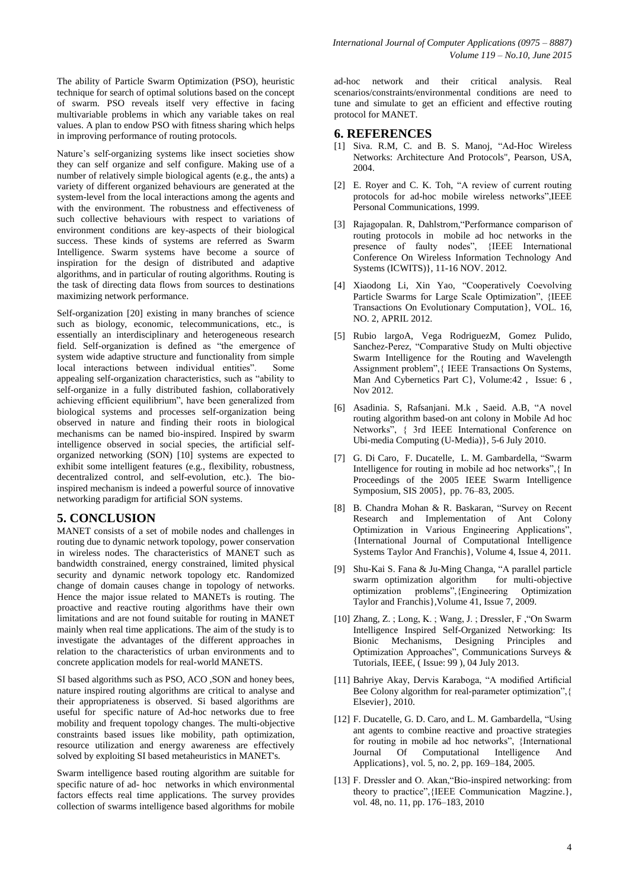The ability of Particle Swarm Optimization (PSO), heuristic technique for search of optimal solutions based on the concept of swarm. PSO reveals itself very effective in facing multivariable problems in which any variable takes on real values. A plan to endow PSO with fitness sharing which helps in improving performance of routing protocols.

Nature's self-organizing systems like insect societies show they can self organize and self configure. Making use of a number of relatively simple biological agents (e.g., the ants) a variety of different organized behaviours are generated at the system-level from the local interactions among the agents and with the environment. The robustness and effectiveness of such collective behaviours with respect to variations of environment conditions are key-aspects of their biological success. These kinds of systems are referred as Swarm Intelligence. Swarm systems have become a source of inspiration for the design of distributed and adaptive algorithms, and in particular of routing algorithms. Routing is the task of directing data flows from sources to destinations maximizing network performance.

Self-organization [20] existing in many branches of science such as biology, economic, telecommunications, etc., is essentially an interdisciplinary and heterogeneous research field. Self-organization is defined as "the emergence of system wide adaptive structure and functionality from simple local interactions between individual entities". Some appealing self-organization characteristics, such as "ability to self-organize in a fully distributed fashion, collaboratively achieving efficient equilibrium", have been generalized from biological systems and processes self-organization being observed in nature and finding their roots in biological mechanisms can be named bio-inspired. Inspired by swarm intelligence observed in social species, the artificial self-organized networking (SON) [10] systems are expected to exhibit some intelligent features (e.g., flexibility, robustness, decentralized control, and self-evolution, etc.). The bio-inspired mechanism is indeed a powerful source of innovative networking paradigm for artificial SON systems.

# 5. CONCLUSION

MANET consists of a set of mobile nodes and challenges in routing due to dynamic network topology, power conservation in wireless nodes. The characteristics of MANET such as bandwidth constrained, energy constrained, limited physical security and dynamic network topology etc. Randomized change of domain causes change in topology of networks. Hence the major issue related to MANETs is routing. The proactive and reactive routing algorithms have their own limitations and are not found suitable for routing in MANET mainly when real time applications. The aim of the study is to investigate the advantages of the different approaches in relation to the characteristics of urban environments and to concrete application models for real-world MANETS.

SI based algorithms such as PSO, ACO ,SON and honey bees, nature inspired routing algorithms are critical to analyse and their appropriateness is observed. Si based algorithms are useful for specific nature of Ad-hoc networks due to free mobility and frequent topology changes. The multi-objective constraints based issues like mobility, path optimization, resource utilization and energy awareness are effectively solved by exploiting SI based metaheuristics in MANET's.

Swarm intelligence based routing algorithm are suitable for specific nature of ad- hoc networks in which environmental factors effects real time applications. The survey provides collection of swarms intelligence based algorithms for mobile ad-hoc network and their critical analysis. Real scenarios/constraints/environmental conditions are need to tune and simulate to get an efficient and effective routing protocol for MANET.

# 6. REFERENCES

[1] Siva. R.M, C. and B. S. Manoj, "Ad-Hoc Wireless Networks: Architecture And Protocols", Pearson, USA, 2004.

[2] E. Royer and C. K. Toh, "A review of current routing protocols for ad-hoc mobile wireless networks",IEEE Personal Communications, 1999.

[3] Rajagopalan. R, Dahlstrom,"Performance comparison of routing protocols in mobile ad hoc networks in the presence of faulty nodes", {IEEE International Conference On Wireless Information Technology And Systems (ICWITS)}, 11-16 NOV. 2012.

[4] Xiaodong Li, Xin Yao, "Cooperatively Coevolving Particle Swarms for Large Scale Optimization", {IEEE Transactions On Evolutionary Computation}, VOL. 16, NO. 2, APRIL 2012.

[5] Rubio largoA, Vega RodriguezM, Gomez Pulido, Sanchez-Perez, "Comparative Study on Multi objective Swarm Intelligence for the Routing and Wavelength Assignment problem",{ IEEE Transactions On Systems, Man And Cybernetics Part C}, Volume:42 , Issue: 6 , Nov 2012.

[6] Asadinia. S, Rafsanjani. M.k , Saeid. A.B, "A novel routing algorithm based-on ant colony in Mobile Ad hoc Networks", { 3rd IEEE International Conference on Ubi-media Computing (U-Media)}, 5-6 July 2010.

[7] G. Di Caro, F. Ducatelle, L. M. Gambardella, "Swarm Intelligence for routing in mobile ad hoc networks",{ In Proceedings of the 2005 IEEE Swarm Intelligence Symposium, SIS 2005}, pp. 76–83, 2005.

[8] B. Chandra Mohan & R. Baskaran, "Survey on Recent Research and Implementation of Ant Colony Optimization in Various Engineering Applications", {International Journal of Computational Intelligence Systems Taylor And Franchis}, Volume 4, Issue 4, 2011.

[9] Shu-Kai S. Fana & Ju-Ming Changa, "A parallel particle swarm optimization algorithm for multi-objective optimization problems",{Engineering Optimization Taylor and Franchis},Volume 41, Issue 7, 2009.

[10] Zhang, Z. ; Long, K. ; Wang, J. ; Dressler, F ,"On Swarm Intelligence Inspired Self-Organized Networking: Its Bionic Mechanisms, Designing Principles and Optimization Approaches", Communications Surveys & Tutorials, IEEE, ( Issue: 99 ), 04 July 2013.

[11] Bahriye Akay, Dervis Karaboga, "A modified Artificial Bee Colony algorithm for real-parameter optimization",{ Elsevier}, 2010.

[12] F. Ducatelle, G. D. Caro, and L. M. Gambardella, "Using ant agents to combine reactive and proactive strategies for routing in mobile ad hoc networks", {International Journal Of Computational Intelligence And Applications}, vol. 5, no. 2, pp. 169–184, 2005.

[13] F. Dressler and O. Akan,"Bio-inspired networking: from theory to practice",{IEEE Communication Magzine.}, vol. 48, no. 11, pp. 176–183, 2010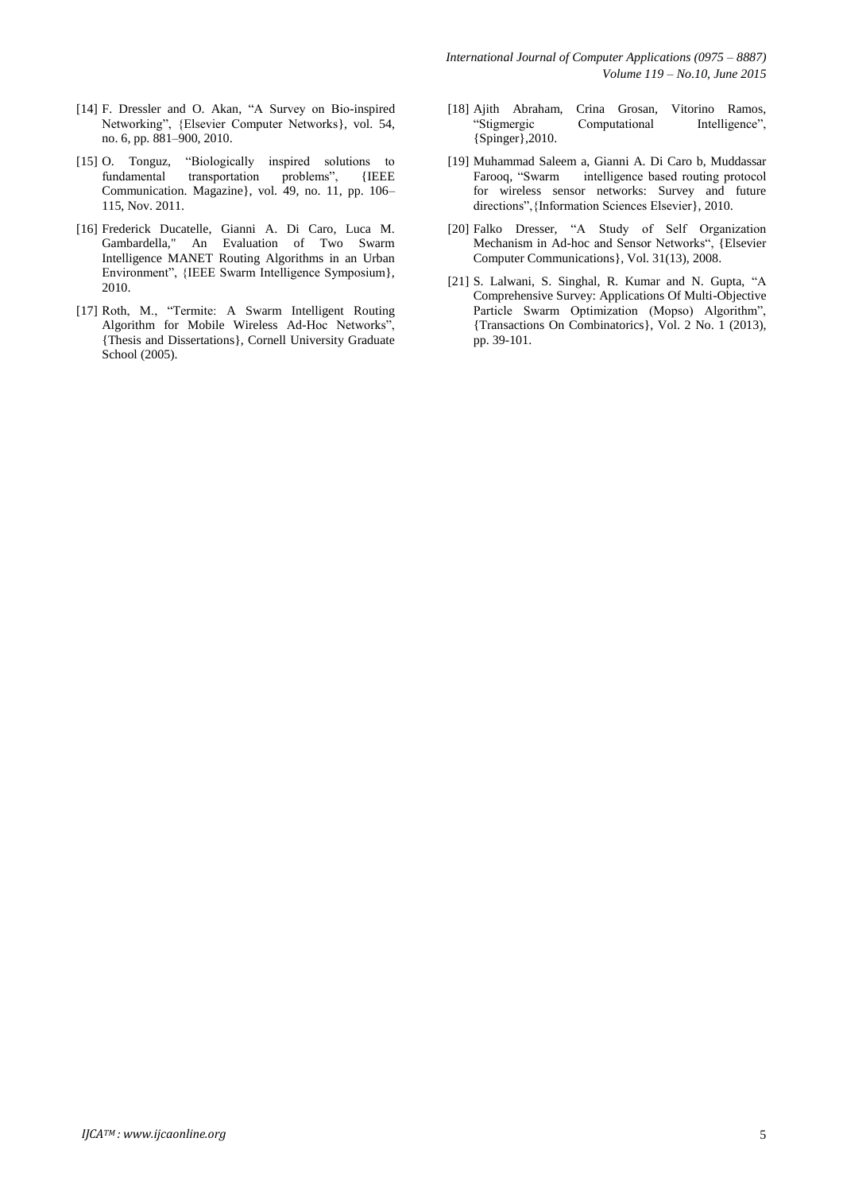[14] F. Dressler and O. Akan, "A Survey on Bio-inspired Networking", {Elsevier Computer Networks}, vol. 54, no. 6, pp. 881–900, 2010.

[15] O. Tonguz, "Biologically inspired solutions to fundamental transportation problems", {IEEE Communication. Magazine}, vol. 49, no. 11, pp. 106–115, Nov. 2011.

[16] Frederick Ducatelle, Gianni A. Di Caro, Luca M. Gambardella," An Evaluation of Two Swarm Intelligence MANET Routing Algorithms in an Urban Environment", {IEEE Swarm Intelligence Symposium}, 2010.

[17] Roth, M., "Termite: A Swarm Intelligent Routing Algorithm for Mobile Wireless Ad-Hoc Networks", {Thesis and Dissertations}, Cornell University Graduate School (2005).

[18] Ajith Abraham, Crina Grosan, Vitorino Ramos, "Stigmergic Computational Intelligence", {Spinger},2010.

[19] Muhammad Saleem a, Gianni A. Di Caro b, Muddassar Farooq, "Swarm intelligence based routing protocol for wireless sensor networks: Survey and future directions",{Information Sciences Elsevier}, 2010.

[20] Falko Dresser, "A Study of Self Organization Mechanism in Ad-hoc and Sensor Networks", {Elsevier Computer Communications}, Vol. 31(13), 2008.

[21] S. Lalwani, S. Singhal, R. Kumar and N. Gupta, "A Comprehensive Survey: Applications Of Multi-Objective Particle Swarm Optimization (Mopso) Algorithm", {Transactions On Combinatorics}, Vol. 2 No. 1 (2013), pp. 39-101.